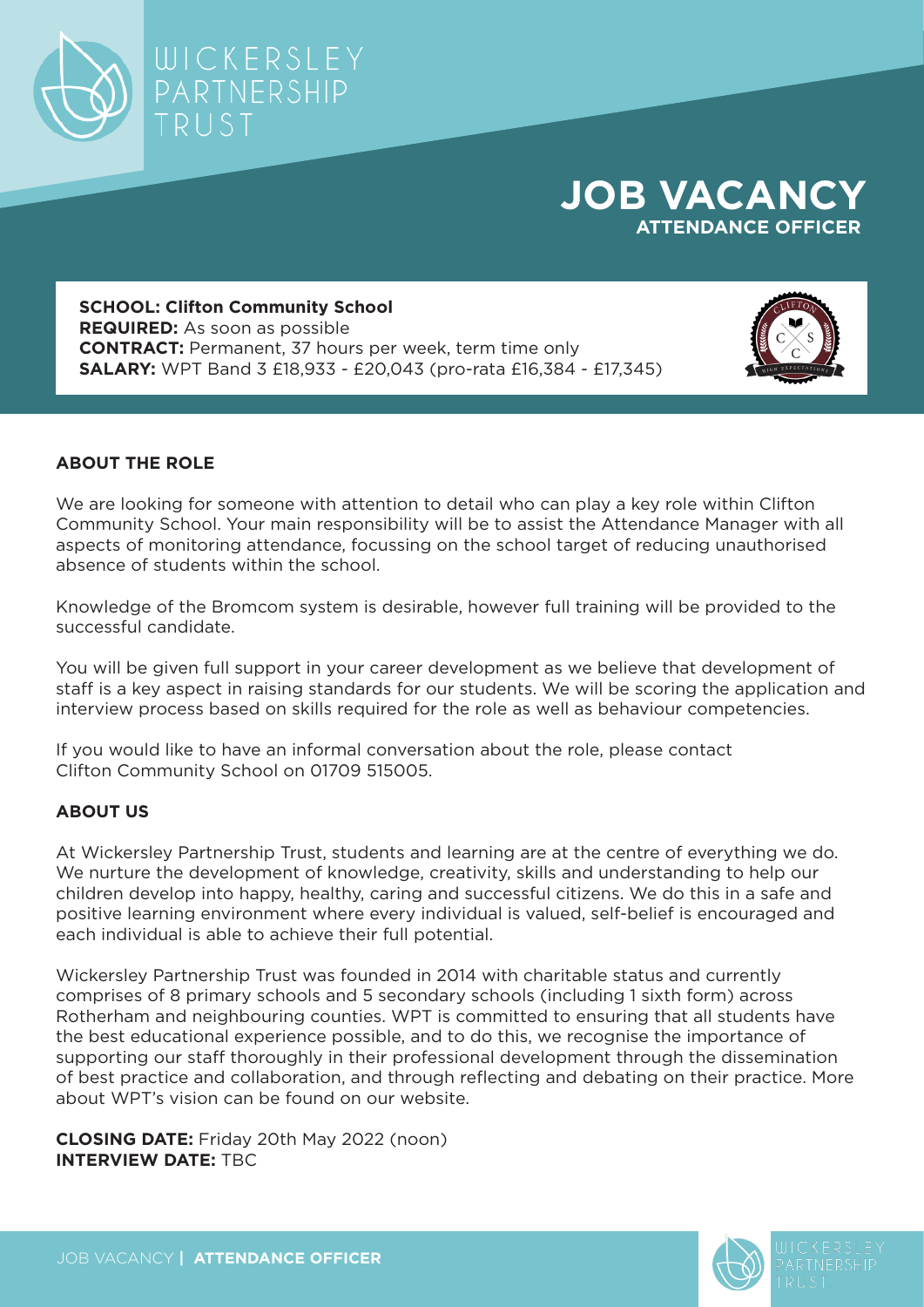WICKERSLEY PARTNERSHIP TRUST

# JOB VACANCY
## ATTENDANCE OFFICER

**SCHOOL: Clifton Community School**
**REQUIRED:** As soon as possible
**CONTRACT:** Permanent, 37 hours per week, term time only
**SALARY:** WPT Band 3 £18,933 - £20,043 (pro-rata £16,384 - £17,345)

### ABOUT THE ROLE

We are looking for someone with attention to detail who can play a key role within Clifton Community School. Your main responsibility will be to assist the Attendance Manager with all aspects of monitoring attendance, focussing on the school target of reducing unauthorised absence of students within the school.

Knowledge of the Bromcom system is desirable, however full training will be provided to the successful candidate.

You will be given full support in your career development as we believe that development of staff is a key aspect in raising standards for our students. We will be scoring the application and interview process based on skills required for the role as well as behaviour competencies.

If you would like to have an informal conversation about the role, please contact Clifton Community School on 01709 515005.

### ABOUT US

At Wickersley Partnership Trust, students and learning are at the centre of everything we do. We nurture the development of knowledge, creativity, skills and understanding to help our children develop into happy, healthy, caring and successful citizens. We do this in a safe and positive learning environment where every individual is valued, self-belief is encouraged and each individual is able to achieve their full potential.

Wickersley Partnership Trust was founded in 2014 with charitable status and currently comprises of 8 primary schools and 5 secondary schools (including 1 sixth form) across Rotherham and neighbouring counties. WPT is committed to ensuring that all students have the best educational experience possible, and to do this, we recognise the importance of supporting our staff thoroughly in their professional development through the dissemination of best practice and collaboration, and through reflecting and debating on their practice. More about WPT's vision can be found on our website.

**CLOSING DATE:** Friday 20th May 2022 (noon)
**INTERVIEW DATE:** TBC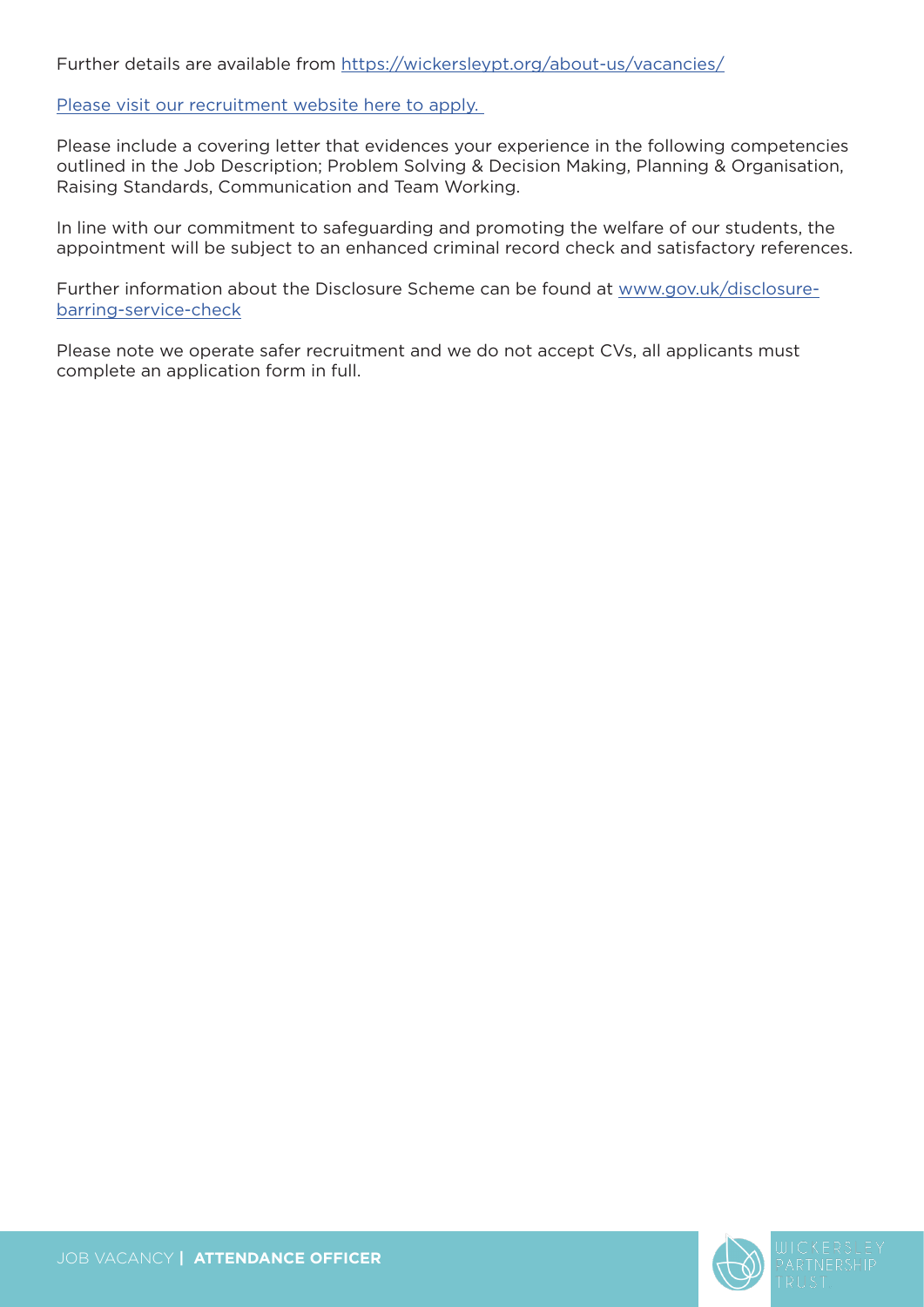Further details are available from [https://wickersleypt.org/about-us/vacancies/](https://wickersleypt.org/about-us/vacancies/)

Please visit our recruitment website here to apply.

Please include a covering letter that evidences your experience in the following competencies outlined in the Job Description; Problem Solving & Decision Making, Planning & Organisation, Raising Standards, Communication and Team Working.

In line with our commitment to safeguarding and promoting the welfare of our students, the appointment will be subject to an enhanced criminal record check and satisfactory references.

Further information about the Disclosure Scheme can be found at [www.gov.uk/disclosure-barring-service-check](www.gov.uk/disclosure-barring-service-check)

Please note we operate safer recruitment and we do not accept CVs, all applicants must complete an application form in full.